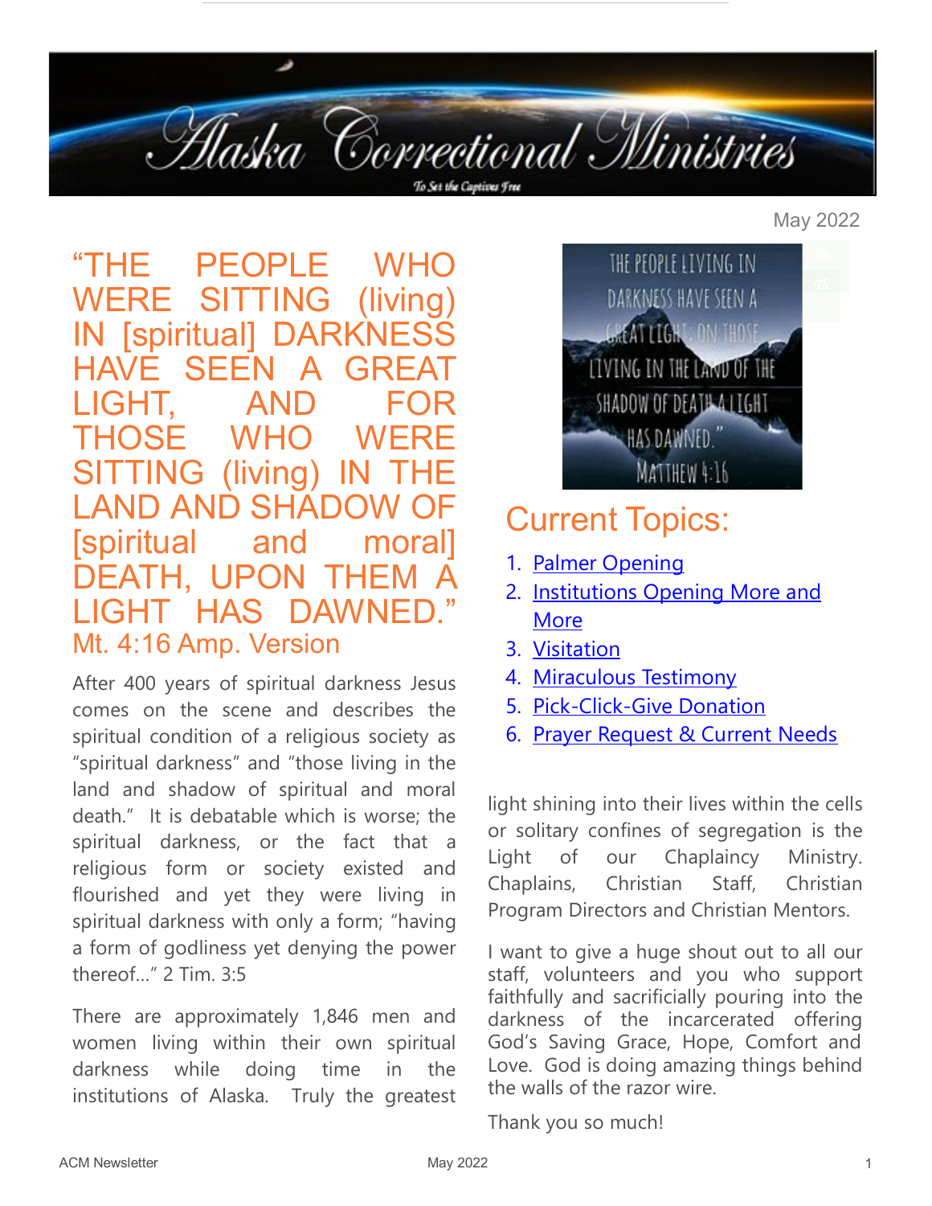# Alaska Correctional Ministries

*To Set the Captives Free*

May 2022

## "THE PEOPLE WHO WERE SITTING (living) IN [spiritual] DARKNESS HAVE SEEN A GREAT LIGHT, AND FOR THOSE WHO WERE SITTING (living) IN THE LAND AND SHADOW OF [spiritual and moral] DEATH, UPON THEM A LIGHT HAS DAWNED."

Mt. 4:16 Amp. Version

After 400 years of spiritual darkness Jesus comes on the scene and describes the spiritual condition of a religious society as "spiritual darkness" and "those living in the land and shadow of spiritual and moral death." It is debatable which is worse; the spiritual darkness, or the fact that a religious form or society existed and flourished and yet they were living in spiritual darkness with only a form; "having a form of godliness yet denying the power thereof…" 2 Tim. 3:5

There are approximately 1,846 men and women living within their own spiritual darkness while doing time in the institutions of Alaska. Truly the greatest light shining into their lives within the cells or solitary confines of segregation is the Light of our Chaplaincy Ministry. Chaplains, Christian Staff, Christian Program Directors and Christian Mentors.

I want to give a huge shout out to all our staff, volunteers and you who support faithfully and sacrificially pouring into the darkness of the incarcerated offering God's Saving Grace, Hope, Comfort and Love. God is doing amazing things behind the walls of the razor wire.

Thank you so much!

THE PEOPLE LIVING IN DARKNESS HAVE SEEN A GREAT LIGHT; ON THOSE LIVING IN THE LAND OF THE SHADOW OF DEATH A LIGHT HAS DAWNED." MATTHEW 4:16

## Current Topics:

1. Palmer Opening
2. Institutions Opening More and More
3. Visitation
4. Miraculous Testimony
5. Pick-Click-Give Donation
6. Prayer Request & Current Needs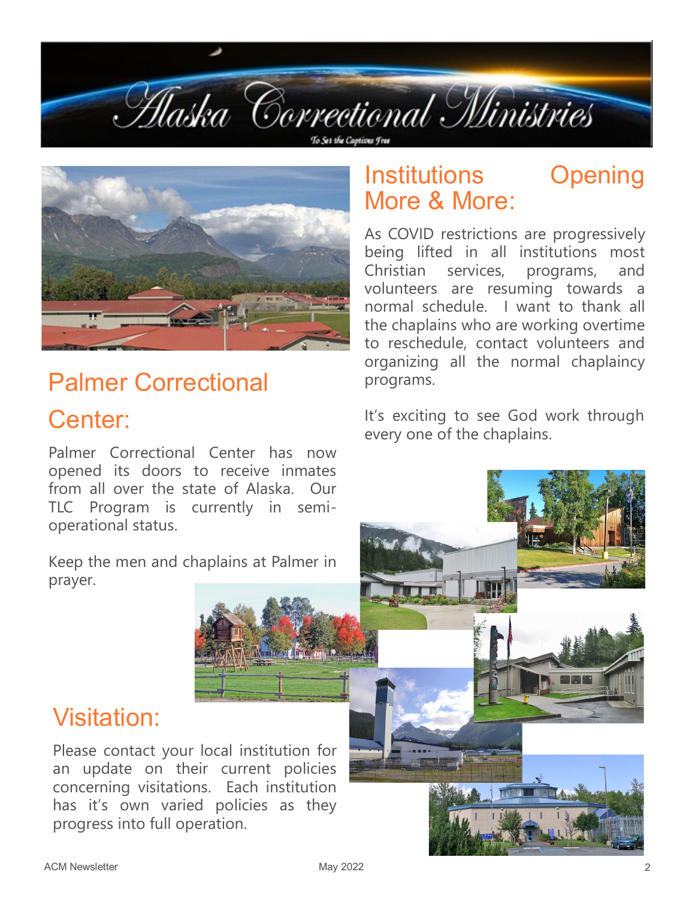# Alaska Correctional Ministries

*To Set the Captives Free*

## Palmer Correctional Center:

Palmer Correctional Center has now opened its doors to receive inmates from all over the state of Alaska. Our TLC Program is currently in semi-operational status.

Keep the men and chaplains at Palmer in prayer.

## Visitation:

Please contact your local institution for an update on their current policies concerning visitations. Each institution has it's own varied policies as they progress into full operation.

## Institutions Opening More & More:

As COVID restrictions are progressively being lifted in all institutions most Christian services, programs, and volunteers are resuming towards a normal schedule. I want to thank all the chaplains who are working overtime to reschedule, contact volunteers and organizing all the normal chaplaincy programs.

It's exciting to see God work through every one of the chaplains.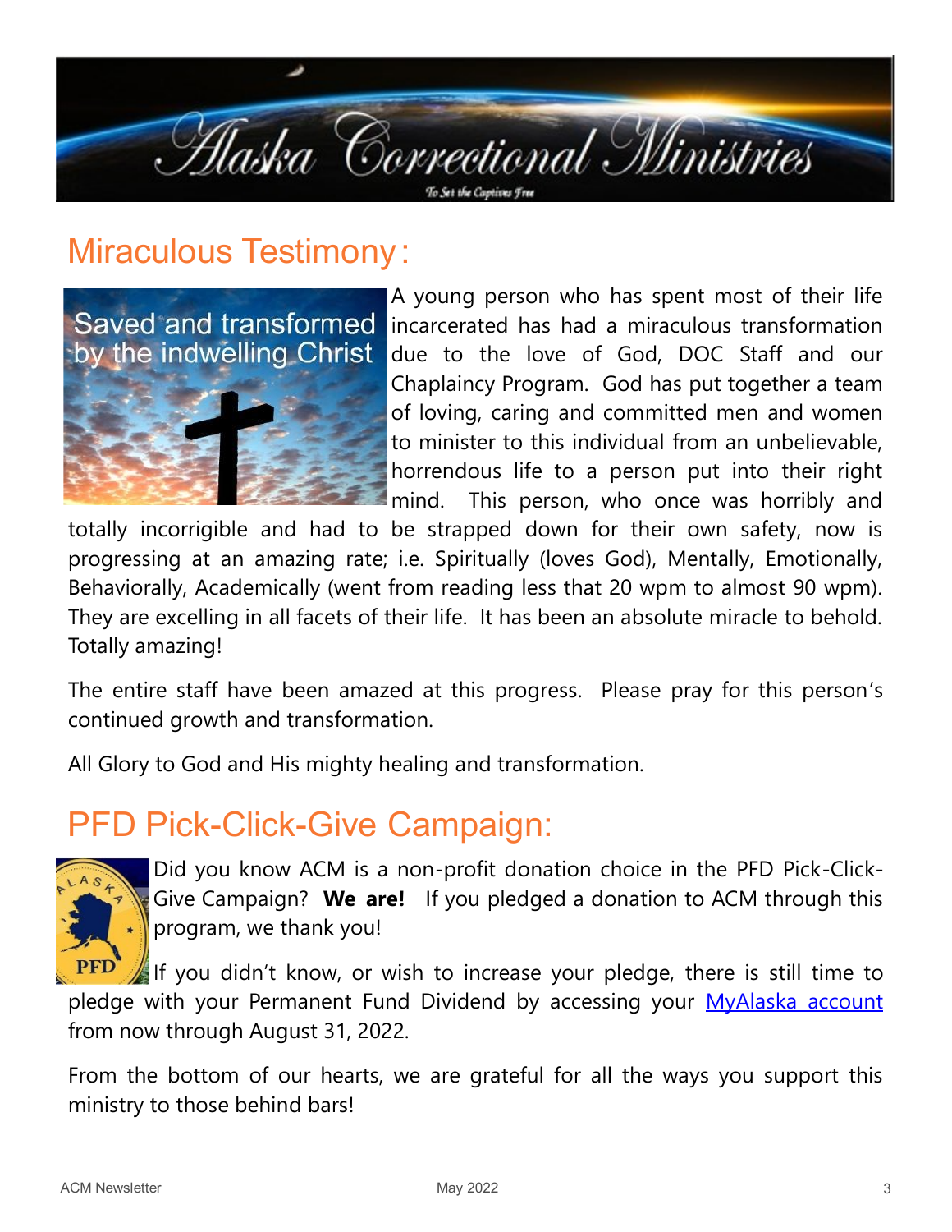## Miraculous Testimony:

A young person who has spent most of their life incarcerated has had a miraculous transformation due to the love of God, DOC Staff and our Chaplaincy Program. God has put together a team of loving, caring and committed men and women to minister to this individual from an unbelievable, horrendous life to a person put into their right mind. This person, who once was horribly and totally incorrigible and had to be strapped down for their own safety, now is progressing at an amazing rate; i.e. Spiritually (loves God), Mentally, Emotionally, Behaviorally, Academically (went from reading less that 20 wpm to almost 90 wpm). They are excelling in all facets of their life. It has been an absolute miracle to behold. Totally amazing!

The entire staff have been amazed at this progress. Please pray for this person's continued growth and transformation.

All Glory to God and His mighty healing and transformation.

## PFD Pick-Click-Give Campaign:

Did you know ACM is a non-profit donation choice in the PFD Pick-Click-Give Campaign? **We are!** If you pledged a donation to ACM through this program, we thank you!

If you didn't know, or wish to increase your pledge, there is still time to pledge with your Permanent Fund Dividend by accessing your MyAlaska account from now through August 31, 2022.

From the bottom of our hearts, we are grateful for all the ways you support this ministry to those behind bars!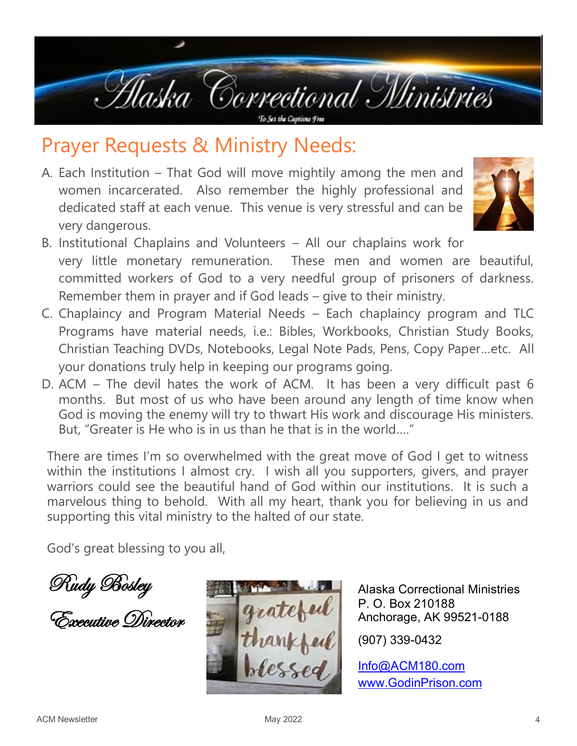# Alaska Correctional Ministries

*To Set the Captives Free*

## Prayer Requests & Ministry Needs:

A. Each Institution – That God will move mightily among the men and women incarcerated. Also remember the highly professional and dedicated staff at each venue. This venue is very stressful and can be very dangerous.

B. Institutional Chaplains and Volunteers – All our chaplains work for very little monetary remuneration. These men and women are beautiful, committed workers of God to a very needful group of prisoners of darkness. Remember them in prayer and if God leads – give to their ministry.

C. Chaplaincy and Program Material Needs – Each chaplaincy program and TLC Programs have material needs, i.e.: Bibles, Workbooks, Christian Study Books, Christian Teaching DVDs, Notebooks, Legal Note Pads, Pens, Copy Paper…etc. All your donations truly help in keeping our programs going.

D. ACM – The devil hates the work of ACM. It has been a very difficult past 6 months. But most of us who have been around any length of time know when God is moving the enemy will try to thwart His work and discourage His ministers. But, "Greater is He who is in us than he that is in the world…."

There are times I'm so overwhelmed with the great move of God I get to witness within the institutions I almost cry. I wish all you supporters, givers, and prayer warriors could see the beautiful hand of God within our institutions. It is such a marvelous thing to behold. With all my heart, thank you for believing in us and supporting this vital ministry to the halted of our state.

God's great blessing to you all,

*Rudy Bosley*

*Executive Director*

grateful thankful blessed

Alaska Correctional Ministries
P. O. Box 210188
Anchorage, AK 99521-0188

(907) 339-0432

Info@ACM180.com

www.GodinPrison.com